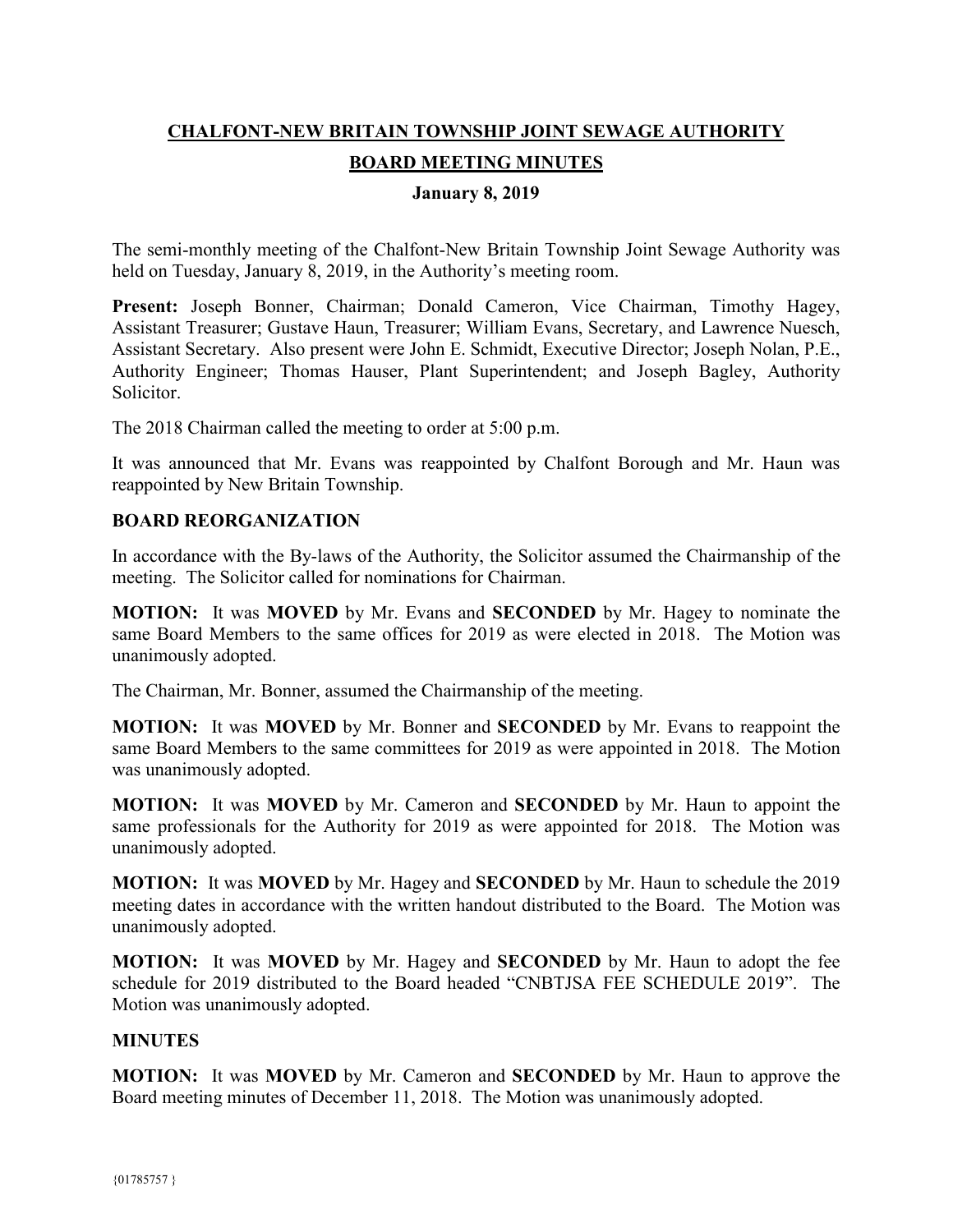# CHALFONT-NEW BRITAIN TOWNSHIP JOINT SEWAGE AUTHORITY

## BOARD MEETING MINUTES

### January 8, 2019

The semi-monthly meeting of the Chalfont-New Britain Township Joint Sewage Authority was held on Tuesday, January 8, 2019, in the Authority's meeting room.

**Present:** Joseph Bonner, Chairman; Donald Cameron, Vice Chairman, Timothy Hagey, Assistant Treasurer; Gustave Haun, Treasurer; William Evans, Secretary, and Lawrence Nuesch, Assistant Secretary. Also present were John E. Schmidt, Executive Director; Joseph Nolan, P.E., Authority Engineer; Thomas Hauser, Plant Superintendent; and Joseph Bagley, Authority Solicitor.

The 2018 Chairman called the meeting to order at 5:00 p.m.

It was announced that Mr. Evans was reappointed by Chalfont Borough and Mr. Haun was reappointed by New Britain Township.

**BOARD REORGANIZATION**

In accordance with the By-laws of the Authority, the Solicitor assumed the Chairmanship of the meeting. The Solicitor called for nominations for Chairman.

**MOTION:** It was **MOVED** by Mr. Evans and **SECONDED** by Mr. Hagey to nominate the same Board Members to the same offices for 2019 as were elected in 2018. The Motion was unanimously adopted.

The Chairman, Mr. Bonner, assumed the Chairmanship of the meeting.

**MOTION:** It was **MOVED** by Mr. Bonner and **SECONDED** by Mr. Evans to reappoint the same Board Members to the same committees for 2019 as were appointed in 2018. The Motion was unanimously adopted.

**MOTION:** It was **MOVED** by Mr. Cameron and **SECONDED** by Mr. Haun to appoint the same professionals for the Authority for 2019 as were appointed for 2018. The Motion was unanimously adopted.

**MOTION:** It was **MOVED** by Mr. Hagey and **SECONDED** by Mr. Haun to schedule the 2019 meeting dates in accordance with the written handout distributed to the Board. The Motion was unanimously adopted.

**MOTION:** It was **MOVED** by Mr. Hagey and **SECONDED** by Mr. Haun to adopt the fee schedule for 2019 distributed to the Board headed "CNBTJSA FEE SCHEDULE 2019". The Motion was unanimously adopted.

**MINUTES**

**MOTION:** It was **MOVED** by Mr. Cameron and **SECONDED** by Mr. Haun to approve the Board meeting minutes of December 11, 2018. The Motion was unanimously adopted.

{01785757 }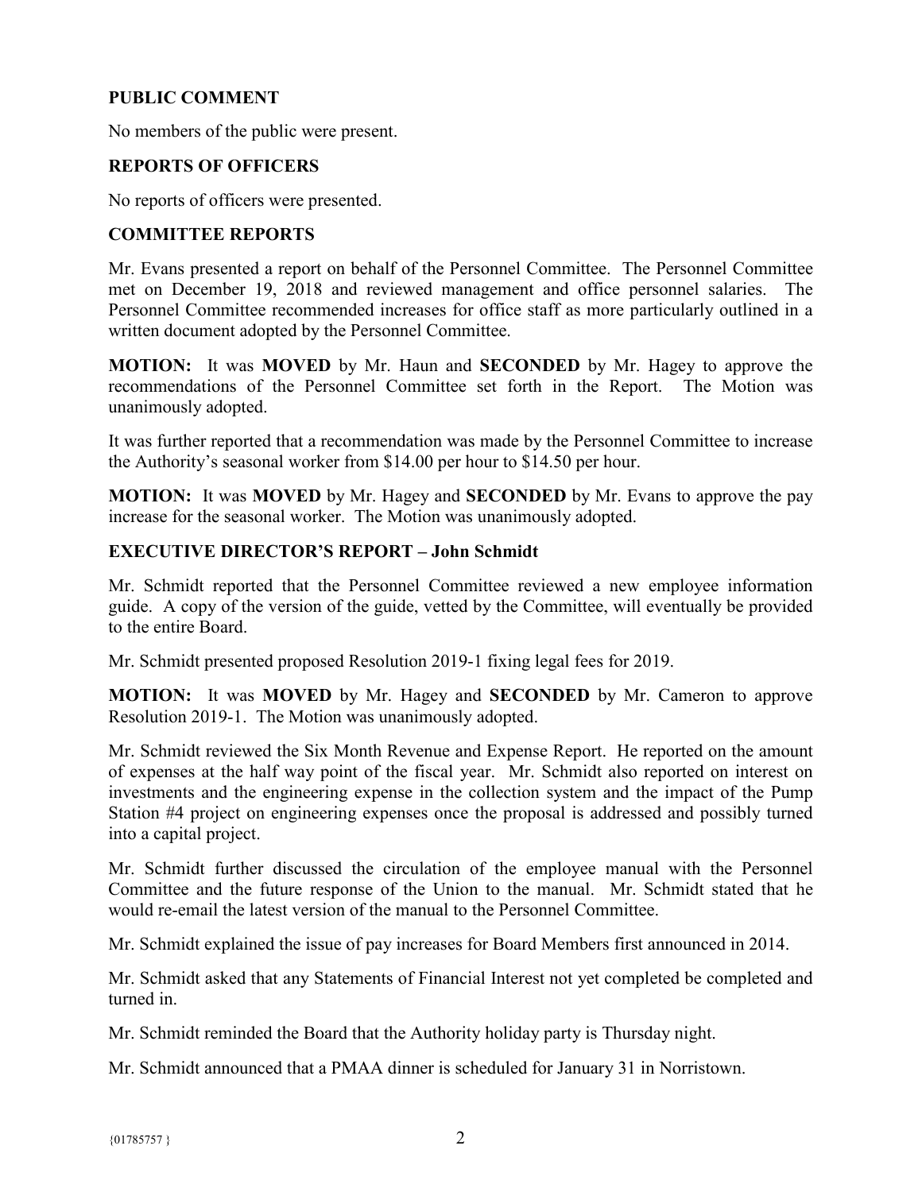## PUBLIC COMMENT

No members of the public were present.

## REPORTS OF OFFICERS

No reports of officers were presented.

## COMMITTEE REPORTS

Mr. Evans presented a report on behalf of the Personnel Committee. The Personnel Committee met on December 19, 2018 and reviewed management and office personnel salaries. The Personnel Committee recommended increases for office staff as more particularly outlined in a written document adopted by the Personnel Committee.

**MOTION:** It was **MOVED** by Mr. Haun and **SECONDED** by Mr. Hagey to approve the recommendations of the Personnel Committee set forth in the Report. The Motion was unanimously adopted.

It was further reported that a recommendation was made by the Personnel Committee to increase the Authority's seasonal worker from $14.00 per hour to $14.50 per hour.

**MOTION:** It was **MOVED** by Mr. Hagey and **SECONDED** by Mr. Evans to approve the pay increase for the seasonal worker. The Motion was unanimously adopted.

## EXECUTIVE DIRECTOR'S REPORT – John Schmidt

Mr. Schmidt reported that the Personnel Committee reviewed a new employee information guide. A copy of the version of the guide, vetted by the Committee, will eventually be provided to the entire Board.

Mr. Schmidt presented proposed Resolution 2019-1 fixing legal fees for 2019.

**MOTION:** It was **MOVED** by Mr. Hagey and **SECONDED** by Mr. Cameron to approve Resolution 2019-1. The Motion was unanimously adopted.

Mr. Schmidt reviewed the Six Month Revenue and Expense Report. He reported on the amount of expenses at the half way point of the fiscal year. Mr. Schmidt also reported on interest on investments and the engineering expense in the collection system and the impact of the Pump Station #4 project on engineering expenses once the proposal is addressed and possibly turned into a capital project.

Mr. Schmidt further discussed the circulation of the employee manual with the Personnel Committee and the future response of the Union to the manual. Mr. Schmidt stated that he would re-email the latest version of the manual to the Personnel Committee.

Mr. Schmidt explained the issue of pay increases for Board Members first announced in 2014.

Mr. Schmidt asked that any Statements of Financial Interest not yet completed be completed and turned in.

Mr. Schmidt reminded the Board that the Authority holiday party is Thursday night.

Mr. Schmidt announced that a PMAA dinner is scheduled for January 31 in Norristown.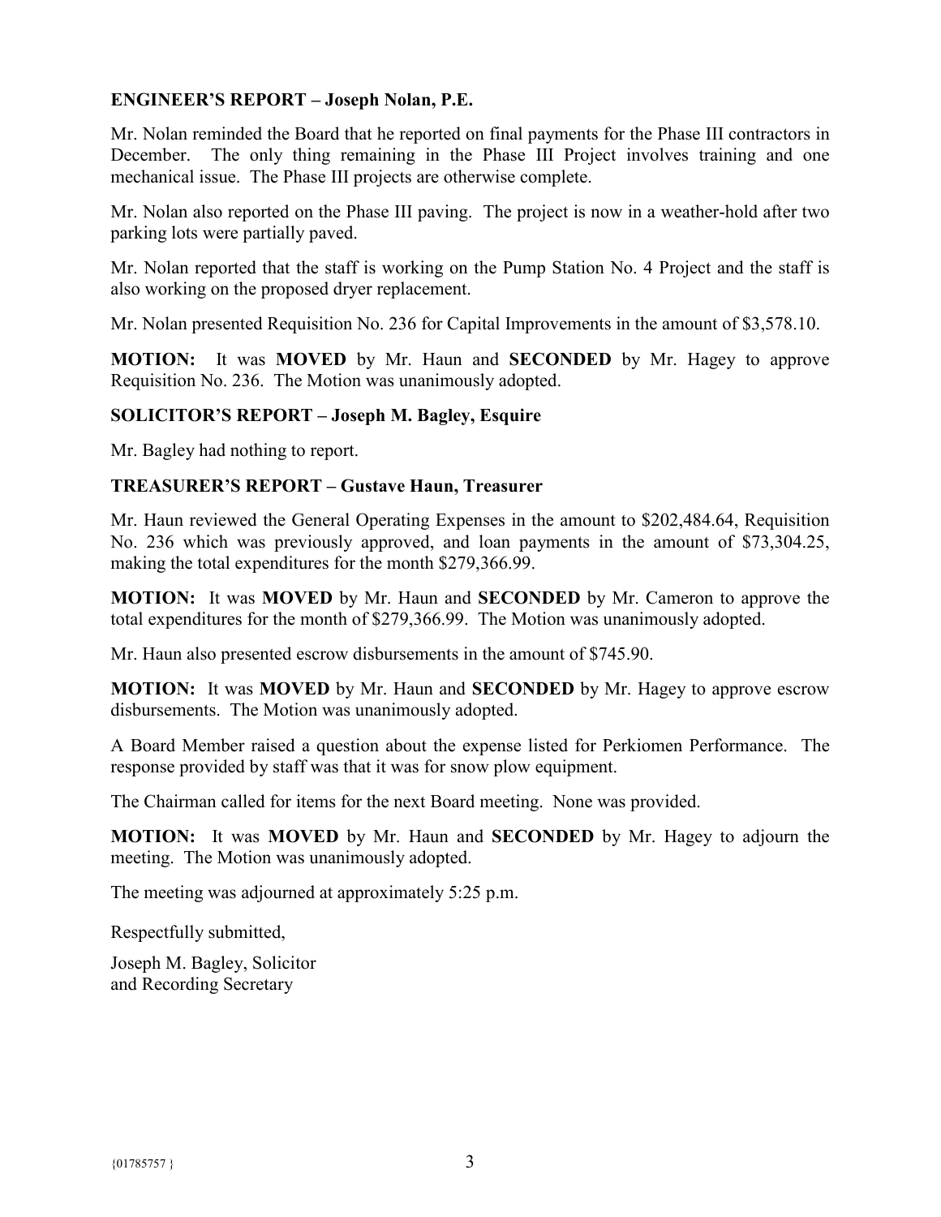**ENGINEER'S REPORT – Joseph Nolan, P.E.**

Mr. Nolan reminded the Board that he reported on final payments for the Phase III contractors in December. The only thing remaining in the Phase III Project involves training and one mechanical issue. The Phase III projects are otherwise complete.

Mr. Nolan also reported on the Phase III paving. The project is now in a weather-hold after two parking lots were partially paved.

Mr. Nolan reported that the staff is working on the Pump Station No. 4 Project and the staff is also working on the proposed dryer replacement.

Mr. Nolan presented Requisition No. 236 for Capital Improvements in the amount of $3,578.10.

**MOTION:** It was **MOVED** by Mr. Haun and **SECONDED** by Mr. Hagey to approve Requisition No. 236. The Motion was unanimously adopted.

**SOLICITOR'S REPORT – Joseph M. Bagley, Esquire**

Mr. Bagley had nothing to report.

**TREASURER'S REPORT – Gustave Haun, Treasurer**

Mr. Haun reviewed the General Operating Expenses in the amount to $202,484.64, Requisition No. 236 which was previously approved, and loan payments in the amount of $73,304.25, making the total expenditures for the month $279,366.99.

**MOTION:** It was **MOVED** by Mr. Haun and **SECONDED** by Mr. Cameron to approve the total expenditures for the month of $279,366.99. The Motion was unanimously adopted.

Mr. Haun also presented escrow disbursements in the amount of $745.90.

**MOTION:** It was **MOVED** by Mr. Haun and **SECONDED** by Mr. Hagey to approve escrow disbursements. The Motion was unanimously adopted.

A Board Member raised a question about the expense listed for Perkiomen Performance. The response provided by staff was that it was for snow plow equipment.

The Chairman called for items for the next Board meeting. None was provided.

**MOTION:** It was **MOVED** by Mr. Haun and **SECONDED** by Mr. Hagey to adjourn the meeting. The Motion was unanimously adopted.

The meeting was adjourned at approximately 5:25 p.m.

Respectfully submitted,

Joseph M. Bagley, Solicitor
and Recording Secretary

{01785757 }